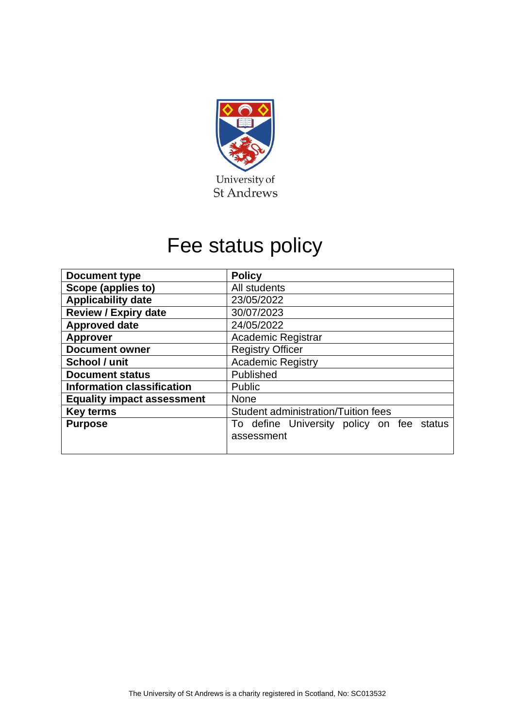University of St Andrews

# Fee status policy

| Document type | Policy |
|---|---|
| Scope (applies to) | All students |
| Applicability date | 23/05/2022 |
| Review / Expiry date | 30/07/2023 |
| Approved date | 24/05/2022 |
| Approver | Academic Registrar |
| Document owner | Registry Officer |
| School / unit | Academic Registry |
| Document status | Published |
| Information classification | Public |
| Equality impact assessment | None |
| Key terms | Student administration/Tuition fees |
| Purpose | To define University policy on fee status assessment |

The University of St Andrews is a charity registered in Scotland, No: SC013532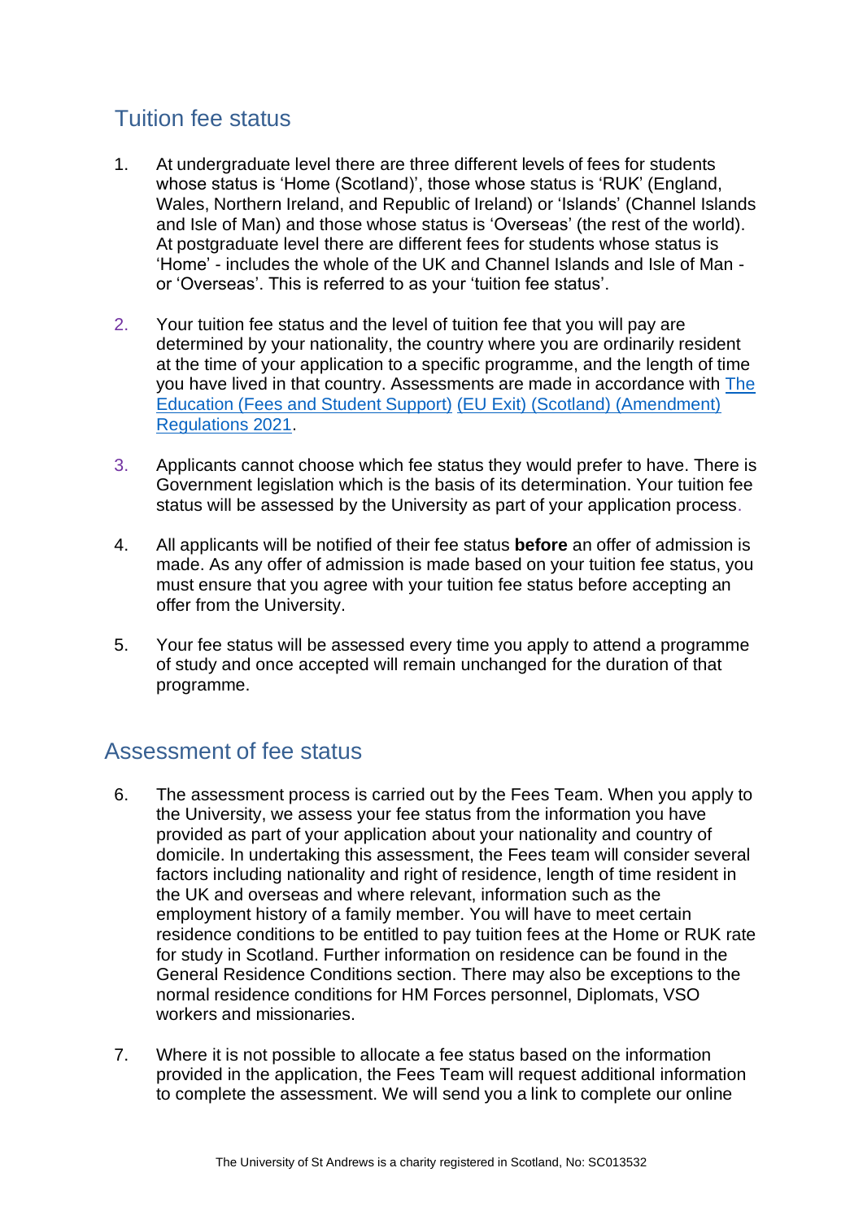## Tuition fee status

1. At undergraduate level there are three different levels of fees for students whose status is 'Home (Scotland)', those whose status is 'RUK' (England, Wales, Northern Ireland, and Republic of Ireland) or 'Islands' (Channel Islands and Isle of Man) and those whose status is 'Overseas' (the rest of the world). At postgraduate level there are different fees for students whose status is 'Home' - includes the whole of the UK and Channel Islands and Isle of Man - or 'Overseas'. This is referred to as your 'tuition fee status'.

2. Your tuition fee status and the level of tuition fee that you will pay are determined by your nationality, the country where you are ordinarily resident at the time of your application to a specific programme, and the length of time you have lived in that country. Assessments are made in accordance with The Education (Fees and Student Support) (EU Exit) (Scotland) (Amendment) Regulations 2021.

3. Applicants cannot choose which fee status they would prefer to have. There is Government legislation which is the basis of its determination. Your tuition fee status will be assessed by the University as part of your application process.

4. All applicants will be notified of their fee status **before** an offer of admission is made. As any offer of admission is made based on your tuition fee status, you must ensure that you agree with your tuition fee status before accepting an offer from the University.

5. Your fee status will be assessed every time you apply to attend a programme of study and once accepted will remain unchanged for the duration of that programme.

## Assessment of fee status

6. The assessment process is carried out by the Fees Team. When you apply to the University, we assess your fee status from the information you have provided as part of your application about your nationality and country of domicile. In undertaking this assessment, the Fees team will consider several factors including nationality and right of residence, length of time resident in the UK and overseas and where relevant, information such as the employment history of a family member. You will have to meet certain residence conditions to be entitled to pay tuition fees at the Home or RUK rate for study in Scotland. Further information on residence can be found in the General Residence Conditions section. There may also be exceptions to the normal residence conditions for HM Forces personnel, Diplomats, VSO workers and missionaries.

7. Where it is not possible to allocate a fee status based on the information provided in the application, the Fees Team will request additional information to complete the assessment. We will send you a link to complete our online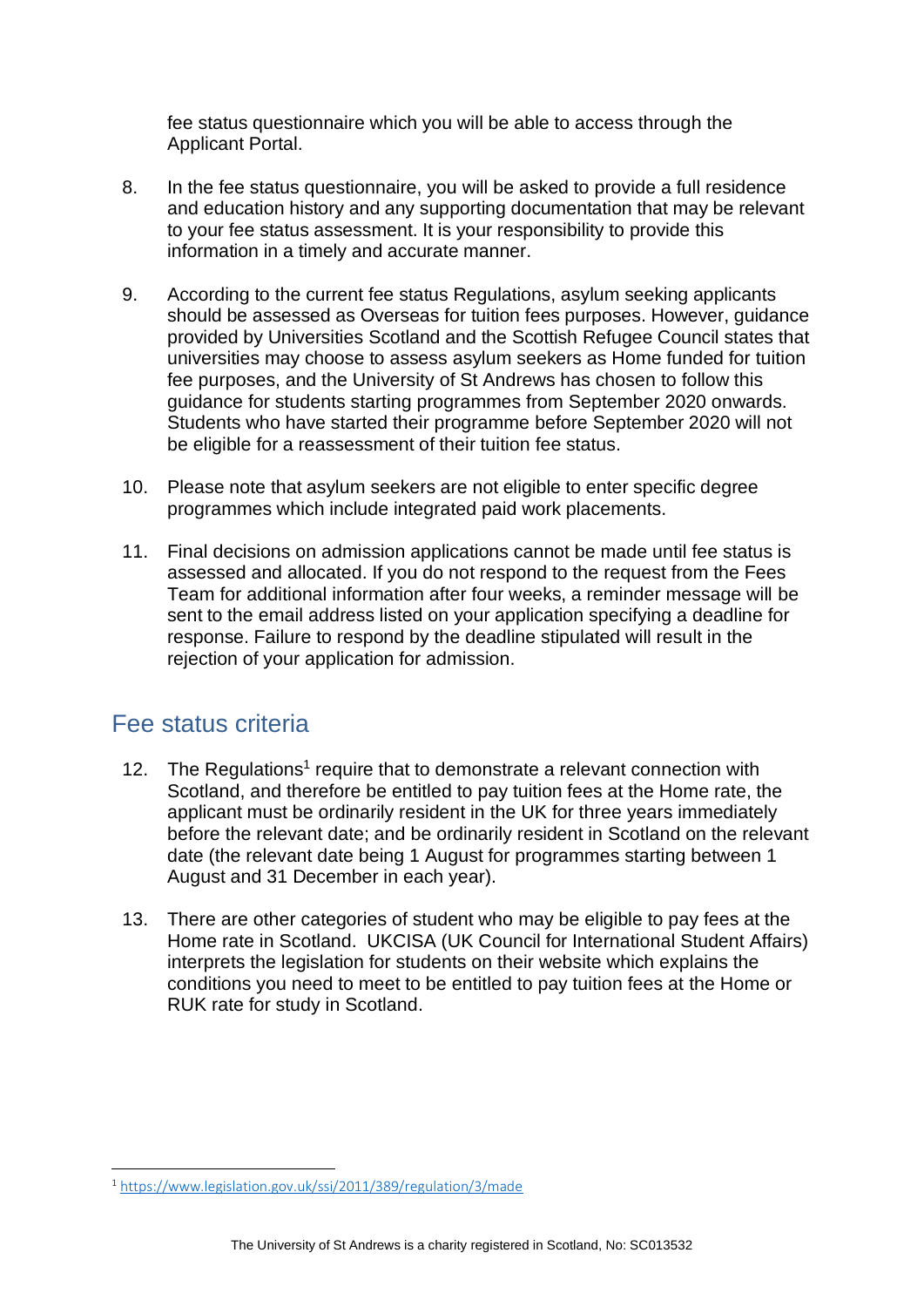fee status questionnaire which you will be able to access through the Applicant Portal.

8. In the fee status questionnaire, you will be asked to provide a full residence and education history and any supporting documentation that may be relevant to your fee status assessment. It is your responsibility to provide this information in a timely and accurate manner.

9. According to the current fee status Regulations, asylum seeking applicants should be assessed as Overseas for tuition fees purposes. However, guidance provided by Universities Scotland and the Scottish Refugee Council states that universities may choose to assess asylum seekers as Home funded for tuition fee purposes, and the University of St Andrews has chosen to follow this guidance for students starting programmes from September 2020 onwards. Students who have started their programme before September 2020 will not be eligible for a reassessment of their tuition fee status.

10. Please note that asylum seekers are not eligible to enter specific degree programmes which include integrated paid work placements.

11. Final decisions on admission applications cannot be made until fee status is assessed and allocated. If you do not respond to the request from the Fees Team for additional information after four weeks, a reminder message will be sent to the email address listed on your application specifying a deadline for response. Failure to respond by the deadline stipulated will result in the rejection of your application for admission.

## Fee status criteria

12. The Regulations[1] require that to demonstrate a relevant connection with Scotland, and therefore be entitled to pay tuition fees at the Home rate, the applicant must be ordinarily resident in the UK for three years immediately before the relevant date; and be ordinarily resident in Scotland on the relevant date (the relevant date being 1 August for programmes starting between 1 August and 31 December in each year).

13. There are other categories of student who may be eligible to pay fees at the Home rate in Scotland. UKCISA (UK Council for International Student Affairs) interprets the legislation for students on their website which explains the conditions you need to meet to be entitled to pay tuition fees at the Home or RUK rate for study in Scotland.

---

[1] https://www.legislation.gov.uk/ssi/2011/389/regulation/3/made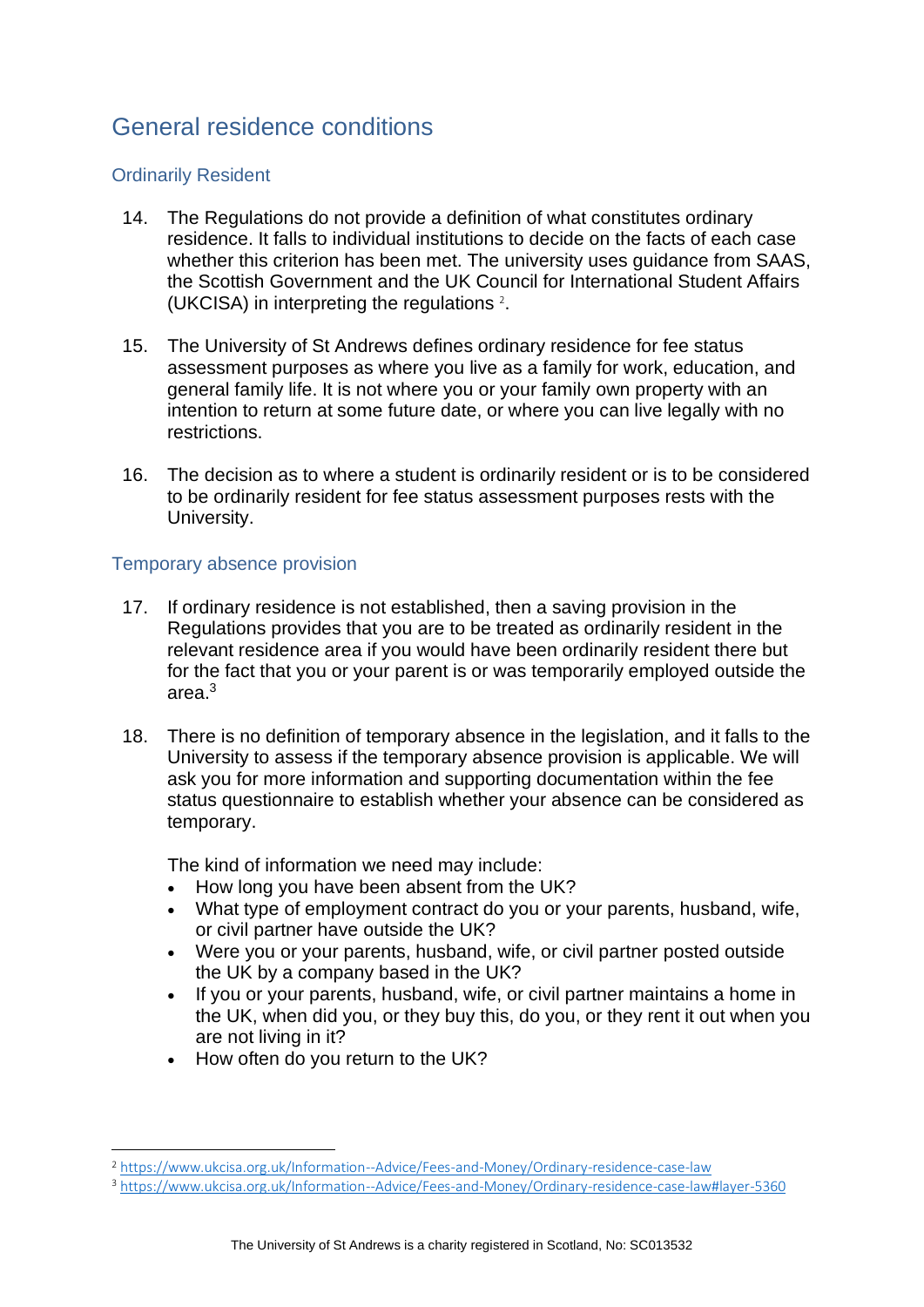## General residence conditions

### Ordinarily Resident

14. The Regulations do not provide a definition of what constitutes ordinary residence. It falls to individual institutions to decide on the facts of each case whether this criterion has been met. The university uses guidance from SAAS, the Scottish Government and the UK Council for International Student Affairs (UKCISA) in interpreting the regulations [2].

15. The University of St Andrews defines ordinary residence for fee status assessment purposes as where you live as a family for work, education, and general family life. It is not where you or your family own property with an intention to return at some future date, or where you can live legally with no restrictions.

16. The decision as to where a student is ordinarily resident or is to be considered to be ordinarily resident for fee status assessment purposes rests with the University.

### Temporary absence provision

17. If ordinary residence is not established, then a saving provision in the Regulations provides that you are to be treated as ordinarily resident in the relevant residence area if you would have been ordinarily resident there but for the fact that you or your parent is or was temporarily employed outside the area.[3]

18. There is no definition of temporary absence in the legislation, and it falls to the University to assess if the temporary absence provision is applicable. We will ask you for more information and supporting documentation within the fee status questionnaire to establish whether your absence can be considered as temporary.

    The kind of information we need may include:

    - How long you have been absent from the UK?
    - What type of employment contract do you or your parents, husband, wife, or civil partner have outside the UK?
    - Were you or your parents, husband, wife, or civil partner posted outside the UK by a company based in the UK?
    - If you or your parents, husband, wife, or civil partner maintains a home in the UK, when did you, or they buy this, do you, or they rent it out when you are not living in it?
    - How often do you return to the UK?

---

[2] https://www.ukcisa.org.uk/Information--Advice/Fees-and-Money/Ordinary-residence-case-law

[3] https://www.ukcisa.org.uk/Information--Advice/Fees-and-Money/Ordinary-residence-case-law#layer-5360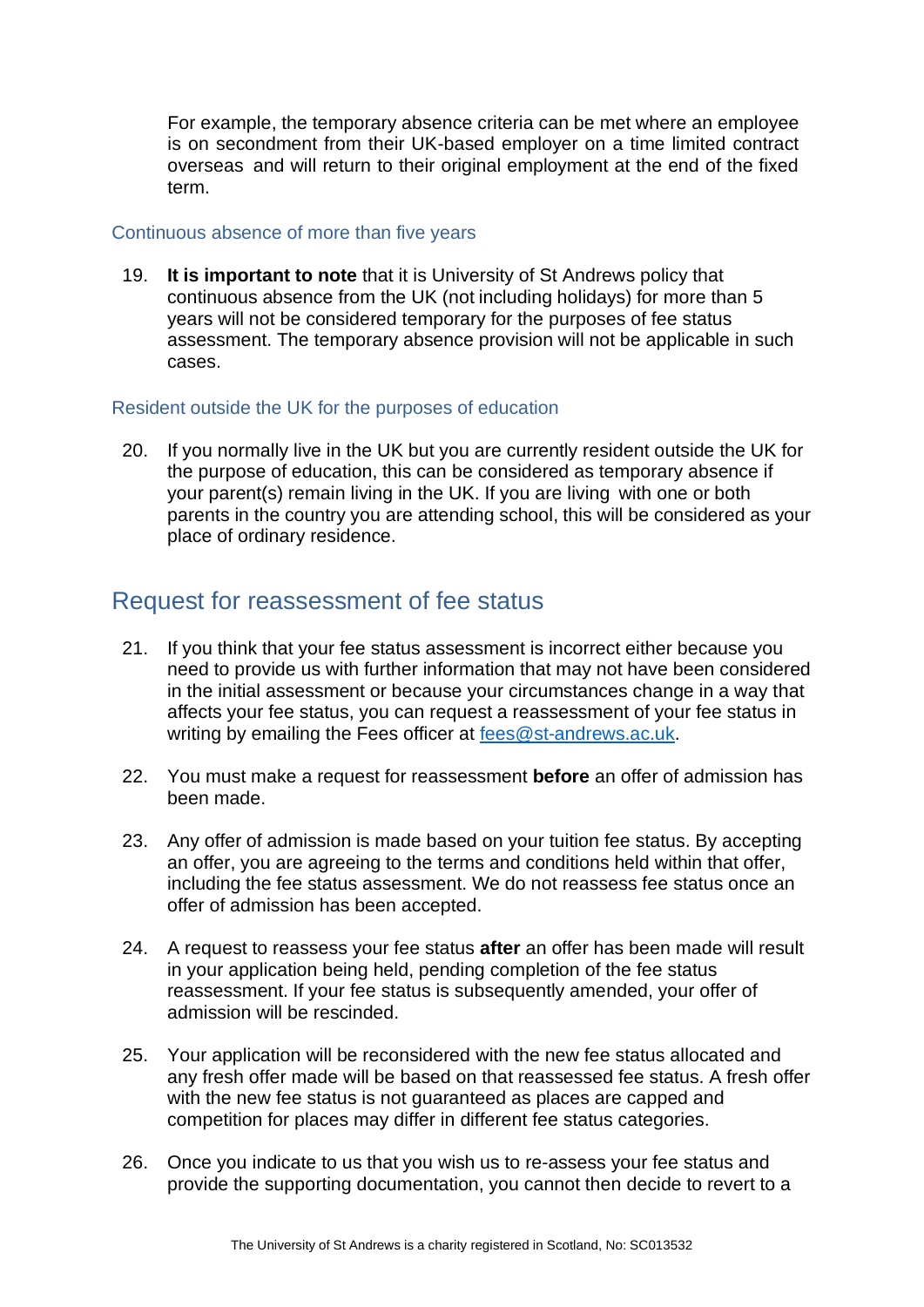For example, the temporary absence criteria can be met where an employee is on secondment from their UK-based employer on a time limited contract overseas and will return to their original employment at the end of the fixed term.

### Continuous absence of more than five years

19. **It is important to note** that it is University of St Andrews policy that continuous absence from the UK (not including holidays) for more than 5 years will not be considered temporary for the purposes of fee status assessment. The temporary absence provision will not be applicable in such cases.

### Resident outside the UK for the purposes of education

20. If you normally live in the UK but you are currently resident outside the UK for the purpose of education, this can be considered as temporary absence if your parent(s) remain living in the UK. If you are living with one or both parents in the country you are attending school, this will be considered as your place of ordinary residence.

## Request for reassessment of fee status

21. If you think that your fee status assessment is incorrect either because you need to provide us with further information that may not have been considered in the initial assessment or because your circumstances change in a way that affects your fee status, you can request a reassessment of your fee status in writing by emailing the Fees officer at [fees@st-andrews.ac.uk](mailto:fees@st-andrews.ac.uk).

22. You must make a request for reassessment **before** an offer of admission has been made.

23. Any offer of admission is made based on your tuition fee status. By accepting an offer, you are agreeing to the terms and conditions held within that offer, including the fee status assessment. We do not reassess fee status once an offer of admission has been accepted.

24. A request to reassess your fee status **after** an offer has been made will result in your application being held, pending completion of the fee status reassessment. If your fee status is subsequently amended, your offer of admission will be rescinded.

25. Your application will be reconsidered with the new fee status allocated and any fresh offer made will be based on that reassessed fee status. A fresh offer with the new fee status is not guaranteed as places are capped and competition for places may differ in different fee status categories.

26. Once you indicate to us that you wish us to re-assess your fee status and provide the supporting documentation, you cannot then decide to revert to a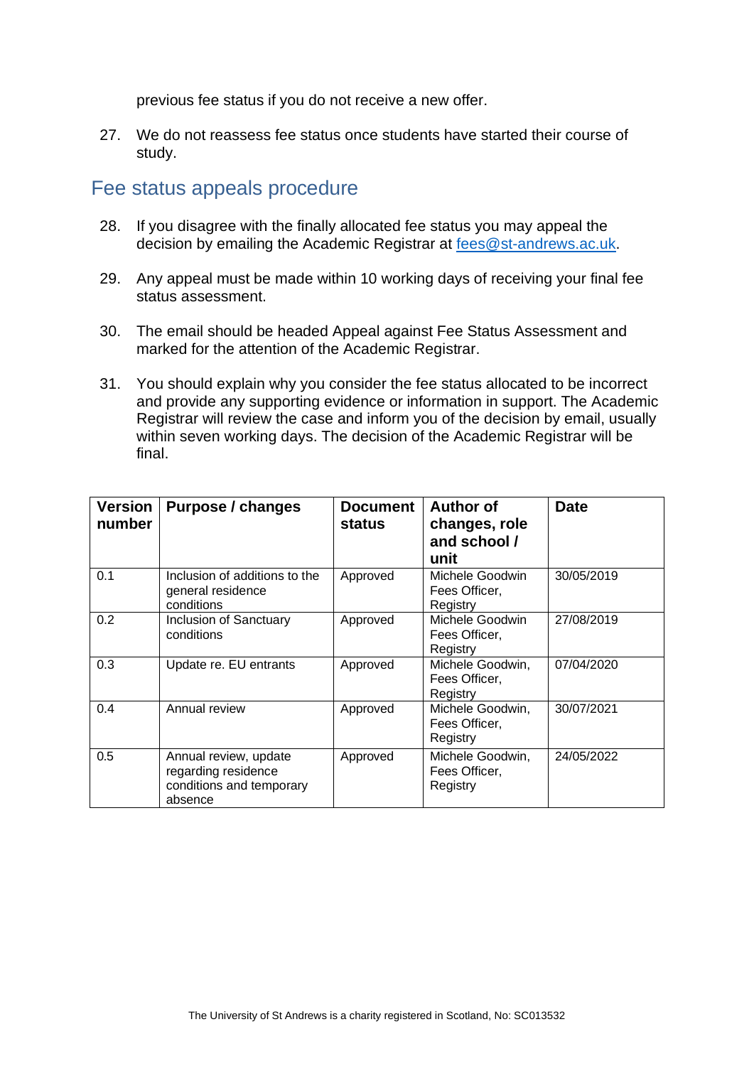previous fee status if you do not receive a new offer.

27. We do not reassess fee status once students have started their course of study.

## Fee status appeals procedure

28. If you disagree with the finally allocated fee status you may appeal the decision by emailing the Academic Registrar at fees@st-andrews.ac.uk.

29. Any appeal must be made within 10 working days of receiving your final fee status assessment.

30. The email should be headed Appeal against Fee Status Assessment and marked for the attention of the Academic Registrar.

31. You should explain why you consider the fee status allocated to be incorrect and provide any supporting evidence or information in support. The Academic Registrar will review the case and inform you of the decision by email, usually within seven working days. The decision of the Academic Registrar will be final.

| Version number | Purpose / changes | Document status | Author of changes, role and school / unit | Date |
|---|---|---|---|---|
| 0.1 | Inclusion of additions to the general residence conditions | Approved | Michele Goodwin Fees Officer, Registry | 30/05/2019 |
| 0.2 | Inclusion of Sanctuary conditions | Approved | Michele Goodwin Fees Officer, Registry | 27/08/2019 |
| 0.3 | Update re. EU entrants | Approved | Michele Goodwin, Fees Officer, Registry | 07/04/2020 |
| 0.4 | Annual review | Approved | Michele Goodwin, Fees Officer, Registry | 30/07/2021 |
| 0.5 | Annual review, update regarding residence conditions and temporary absence | Approved | Michele Goodwin, Fees Officer, Registry | 24/05/2022 |